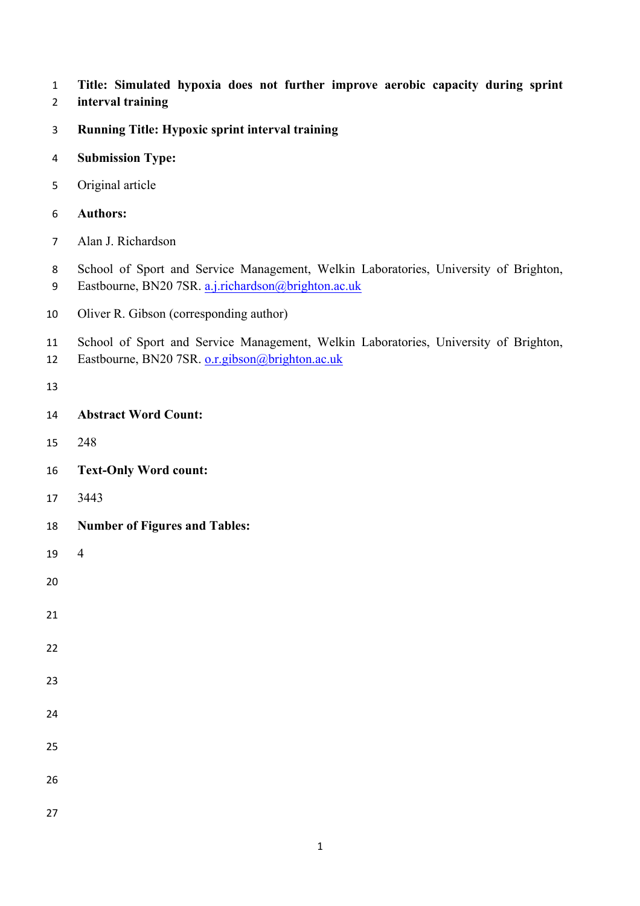**Title: Simulated hypoxia does not further improve aerobic capacity during sprint interval training**

**Running Title: Hypoxic sprint interval training**

**Submission Type:**

Original article

**Authors:**

Alan J. Richardson

School of Sport and Service Management, Welkin Laboratories, University of Brighton, Eastbourne, BN20 7SR. a.j.richardson@brighton.ac.uk

Oliver R. Gibson (corresponding author)

School of Sport and Service Management, Welkin Laboratories, University of Brighton, Eastbourne, BN20 7SR. o.r.gibson@brighton.ac.uk

**Abstract Word Count:**

248

**Text-Only Word count:**

3443

**Number of Figures and Tables:**

4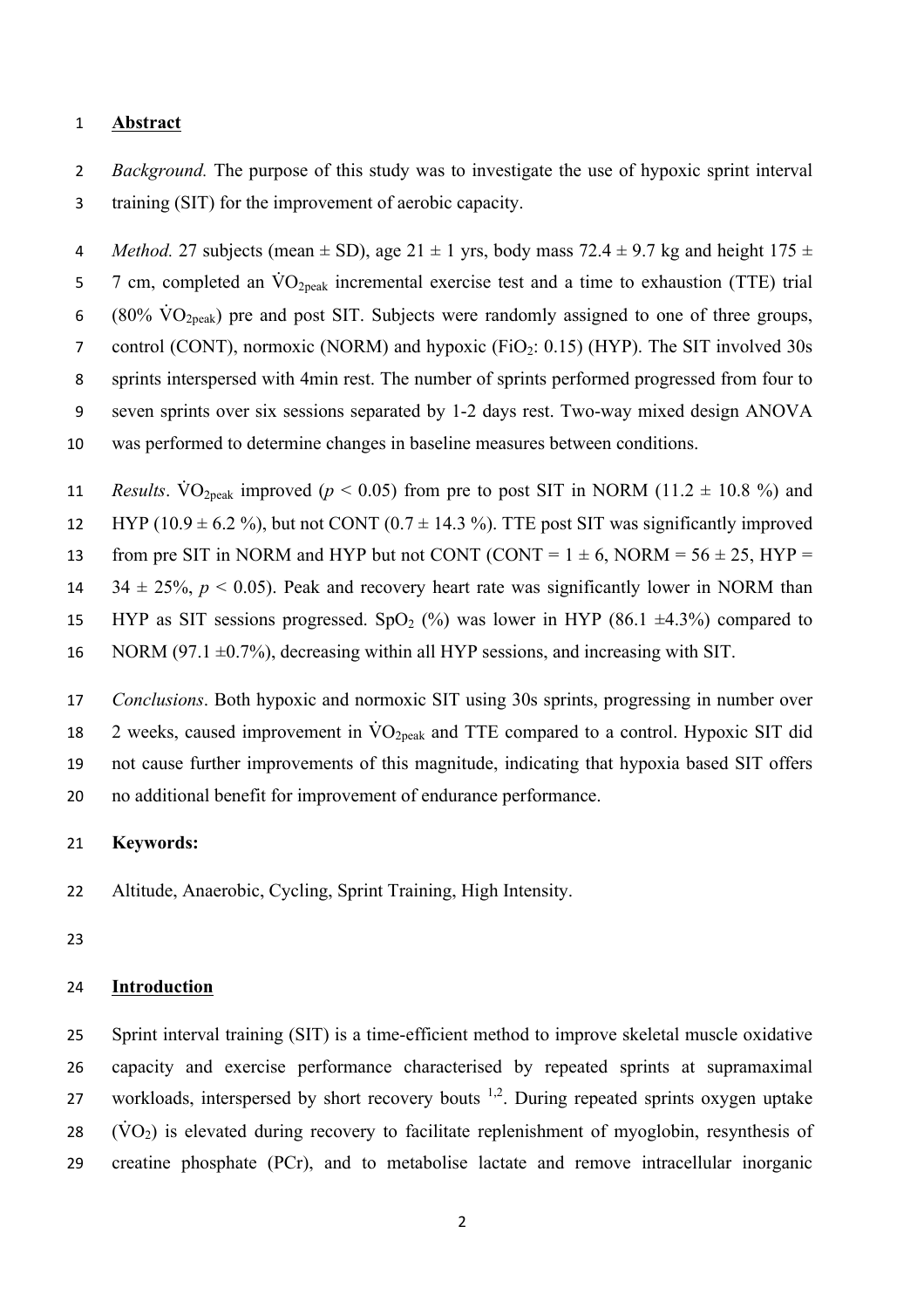## Abstract

*Background.* The purpose of this study was to investigate the use of hypoxic sprint interval training (SIT) for the improvement of aerobic capacity.

*Method.* 27 subjects (mean ± SD), age 21 ± 1 yrs, body mass 72.4 ± 9.7 kg and height 175 ± 7 cm, completed an $\dot{V}O_{2peak}$ incremental exercise test and a time to exhaustion (TTE) trial (80% $\dot{V}O_{2peak}$) pre and post SIT. Subjects were randomly assigned to one of three groups, control (CONT), normoxic (NORM) and hypoxic ($FiO_2$: 0.15) (HYP). The SIT involved 30s sprints interspersed with 4min rest. The number of sprints performed progressed from four to seven sprints over six sessions separated by 1-2 days rest. Two-way mixed design ANOVA was performed to determine changes in baseline measures between conditions.

*Results*. $\dot{V}O_{2peak}$ improved ($p < 0.05$) from pre to post SIT in NORM (11.2 ± 10.8 %) and HYP (10.9 ± 6.2 %), but not CONT (0.7 ± 14.3 %). TTE post SIT was significantly improved from pre SIT in NORM and HYP but not CONT (CONT = 1 ± 6, NORM = 56 ± 25, HYP = 34 ± 25%, $p < 0.05$). Peak and recovery heart rate was significantly lower in NORM than HYP as SIT sessions progressed. $SpO_2$ (%) was lower in HYP (86.1 ±4.3%) compared to NORM (97.1 ±0.7%), decreasing within all HYP sessions, and increasing with SIT.

*Conclusions*. Both hypoxic and normoxic SIT using 30s sprints, progressing in number over 2 weeks, caused improvement in $\dot{V}O_{2peak}$ and TTE compared to a control. Hypoxic SIT did not cause further improvements of this magnitude, indicating that hypoxia based SIT offers no additional benefit for improvement of endurance performance.

**Keywords:**

Altitude, Anaerobic, Cycling, Sprint Training, High Intensity.

## Introduction

Sprint interval training (SIT) is a time-efficient method to improve skeletal muscle oxidative capacity and exercise performance characterised by repeated sprints at supramaximal workloads, interspersed by short recovery bouts [1,2]. During repeated sprints oxygen uptake ($\dot{V}O_2$) is elevated during recovery to facilitate replenishment of myoglobin, resynthesis of creatine phosphate (PCr), and to metabolise lactate and remove intracellular inorganic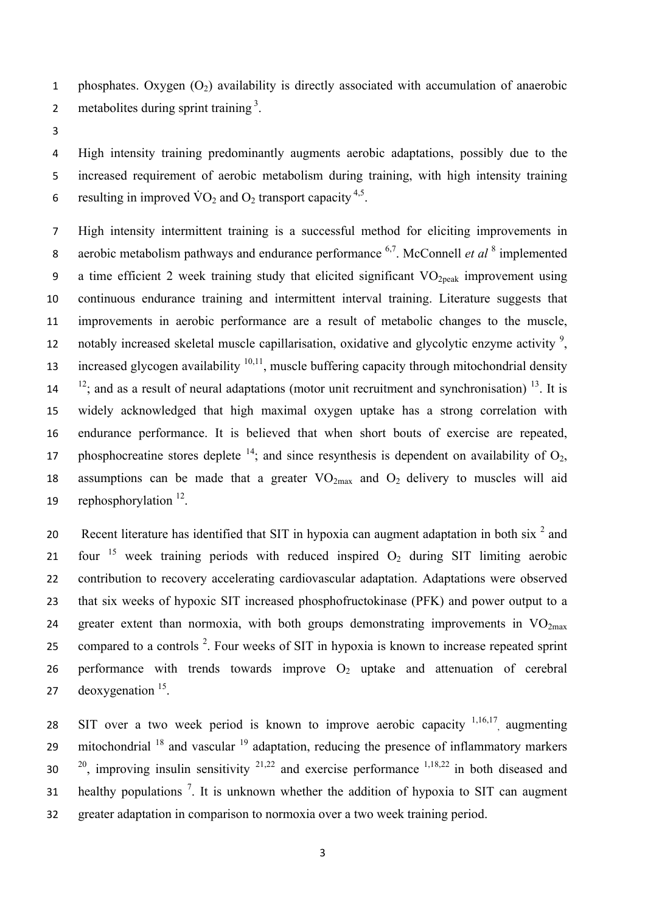phosphates. Oxygen ($O_2$) availability is directly associated with accumulation of anaerobic metabolites during sprint training [3].

High intensity training predominantly augments aerobic adaptations, possibly due to the increased requirement of aerobic metabolism during training, with high intensity training resulting in improved $\dot{V}O_2$ and $O_2$ transport capacity [4,5].

High intensity intermittent training is a successful method for eliciting improvements in aerobic metabolism pathways and endurance performance [6,7]. McConnell *et al* [8] implemented a time efficient 2 week training study that elicited significant $VO_{2peak}$ improvement using continuous endurance training and intermittent interval training. Literature suggests that improvements in aerobic performance are a result of metabolic changes to the muscle, notably increased skeletal muscle capillarisation, oxidative and glycolytic enzyme activity [9], increased glycogen availability [10,11], muscle buffering capacity through mitochondrial density [12]; and as a result of neural adaptations (motor unit recruitment and synchronisation) [13]. It is widely acknowledged that high maximal oxygen uptake has a strong correlation with endurance performance. It is believed that when short bouts of exercise are repeated, phosphocreatine stores deplete [14]; and since resynthesis is dependent on availability of $O_2$, assumptions can be made that a greater $VO_{2max}$ and $O_2$ delivery to muscles will aid rephosphorylation [12].

Recent literature has identified that SIT in hypoxia can augment adaptation in both six [2] and four [15] week training periods with reduced inspired $O_2$ during SIT limiting aerobic contribution to recovery accelerating cardiovascular adaptation. Adaptations were observed that six weeks of hypoxic SIT increased phosphofructokinase (PFK) and power output to a greater extent than normoxia, with both groups demonstrating improvements in $VO_{2max}$ compared to a controls [2]. Four weeks of SIT in hypoxia is known to increase repeated sprint performance with trends towards improve $O_2$ uptake and attenuation of cerebral deoxygenation [15].

SIT over a two week period is known to improve aerobic capacity [1,16,17], augmenting mitochondrial [18] and vascular [19] adaptation, reducing the presence of inflammatory markers [20], improving insulin sensitivity [21,22] and exercise performance [1,18,22] in both diseased and healthy populations [7]. It is unknown whether the addition of hypoxia to SIT can augment greater adaptation in comparison to normoxia over a two week training period.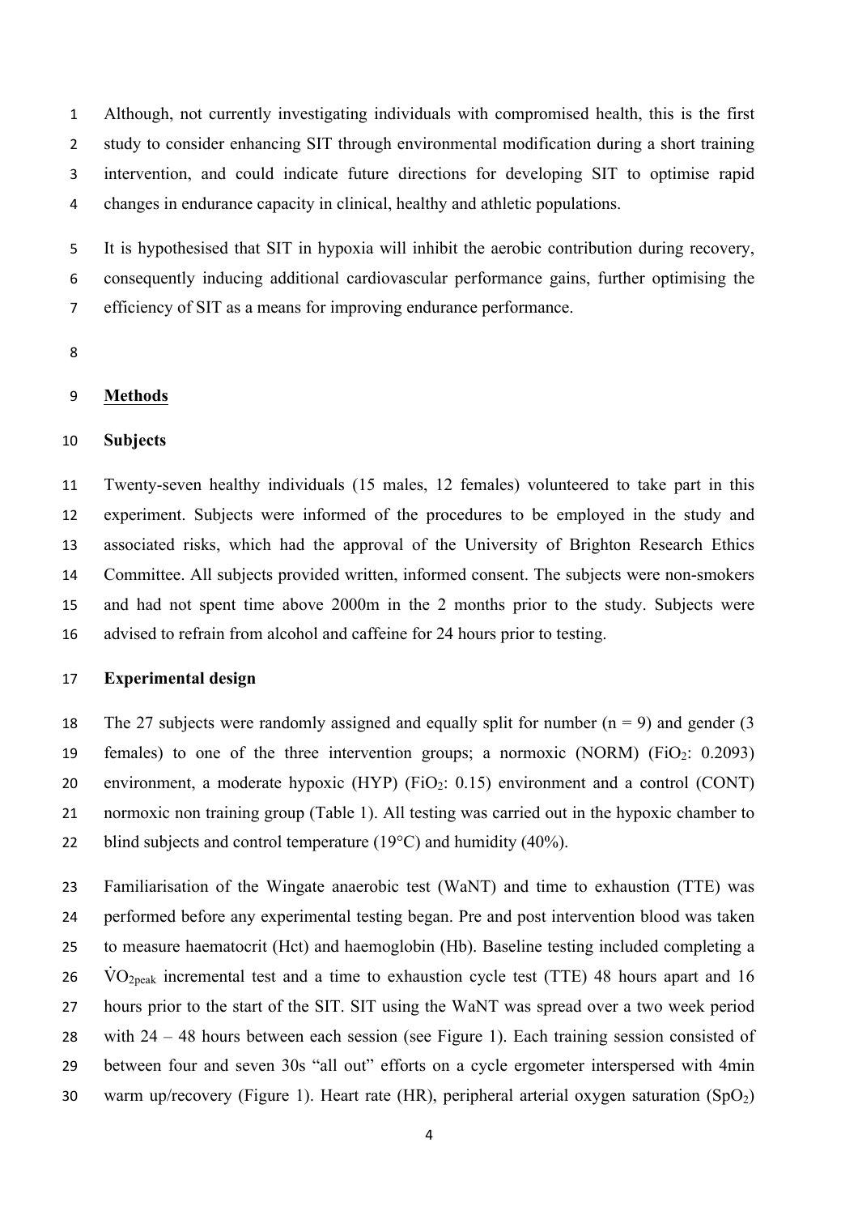Although, not currently investigating individuals with compromised health, this is the first study to consider enhancing SIT through environmental modification during a short training intervention, and could indicate future directions for developing SIT to optimise rapid changes in endurance capacity in clinical, healthy and athletic populations.

It is hypothesised that SIT in hypoxia will inhibit the aerobic contribution during recovery, consequently inducing additional cardiovascular performance gains, further optimising the efficiency of SIT as a means for improving endurance performance.

## Methods

### Subjects

Twenty-seven healthy individuals (15 males, 12 females) volunteered to take part in this experiment. Subjects were informed of the procedures to be employed in the study and associated risks, which had the approval of the University of Brighton Research Ethics Committee. All subjects provided written, informed consent. The subjects were non-smokers and had not spent time above 2000m in the 2 months prior to the study. Subjects were advised to refrain from alcohol and caffeine for 24 hours prior to testing.

### Experimental design

The 27 subjects were randomly assigned and equally split for number (n = 9) and gender (3 females) to one of the three intervention groups; a normoxic (NORM) ($FiO_2$: 0.2093) environment, a moderate hypoxic (HYP) ($FiO_2$: 0.15) environment and a control (CONT) normoxic non training group (Table 1). All testing was carried out in the hypoxic chamber to blind subjects and control temperature (19°C) and humidity (40%).

Familiarisation of the Wingate anaerobic test (WaNT) and time to exhaustion (TTE) was performed before any experimental testing began. Pre and post intervention blood was taken to measure haematocrit (Hct) and haemoglobin (Hb). Baseline testing included completing a $\dot{V}O_{2peak}$ incremental test and a time to exhaustion cycle test (TTE) 48 hours apart and 16 hours prior to the start of the SIT. SIT using the WaNT was spread over a two week period with 24 – 48 hours between each session (see Figure 1). Each training session consisted of between four and seven 30s "all out" efforts on a cycle ergometer interspersed with 4min warm up/recovery (Figure 1). Heart rate (HR), peripheral arterial oxygen saturation ($SpO_2$)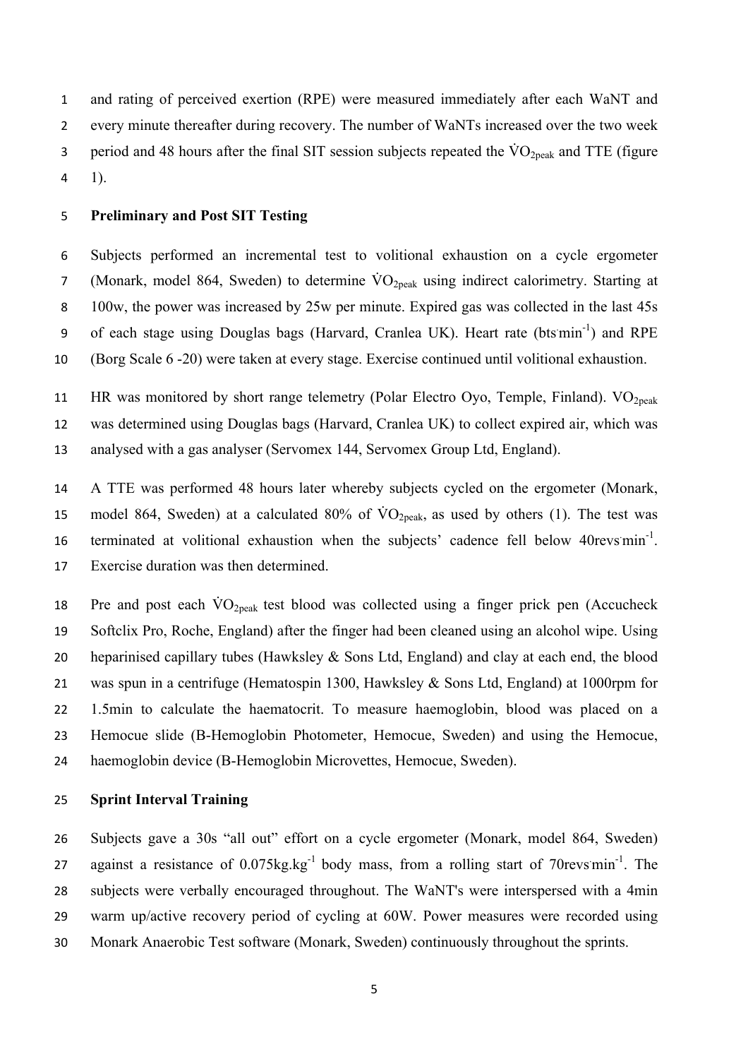and rating of perceived exertion (RPE) were measured immediately after each WaNT and every minute thereafter during recovery. The number of WaNTs increased over the two week period and 48 hours after the final SIT session subjects repeated the $\dot{V}O_{2peak}$ and TTE (figure 1).

**Preliminary and Post SIT Testing**

Subjects performed an incremental test to volitional exhaustion on a cycle ergometer (Monark, model 864, Sweden) to determine $\dot{V}O_{2peak}$ using indirect calorimetry. Starting at 100w, the power was increased by 25w per minute. Expired gas was collected in the last 45s of each stage using Douglas bags (Harvard, Cranlea UK). Heart rate (bts·min$^{-1}$) and RPE (Borg Scale 6 -20) were taken at every stage. Exercise continued until volitional exhaustion.

HR was monitored by short range telemetry (Polar Electro Oyo, Temple, Finland). $VO_{2peak}$ was determined using Douglas bags (Harvard, Cranlea UK) to collect expired air, which was analysed with a gas analyser (Servomex 144, Servomex Group Ltd, England).

A TTE was performed 48 hours later whereby subjects cycled on the ergometer (Monark, model 864, Sweden) at a calculated 80% of $\dot{V}O_{2peak}$, as used by others (1). The test was terminated at volitional exhaustion when the subjects' cadence fell below 40revs·min$^{-1}$. Exercise duration was then determined.

Pre and post each $\dot{V}O_{2peak}$ test blood was collected using a finger prick pen (Accucheck Softclix Pro, Roche, England) after the finger had been cleaned using an alcohol wipe. Using heparinised capillary tubes (Hawksley & Sons Ltd, England) and clay at each end, the blood was spun in a centrifuge (Hematospin 1300, Hawksley & Sons Ltd, England) at 1000rpm for 1.5min to calculate the haematocrit. To measure haemoglobin, blood was placed on a Hemocue slide (B-Hemoglobin Photometer, Hemocue, Sweden) and using the Hemocue, haemoglobin device (B-Hemoglobin Microvettes, Hemocue, Sweden).

**Sprint Interval Training**

Subjects gave a 30s "all out" effort on a cycle ergometer (Monark, model 864, Sweden) against a resistance of 0.075kg.kg$^{-1}$ body mass, from a rolling start of 70revs·min$^{-1}$. The subjects were verbally encouraged throughout. The WaNT's were interspersed with a 4min warm up/active recovery period of cycling at 60W. Power measures were recorded using Monark Anaerobic Test software (Monark, Sweden) continuously throughout the sprints.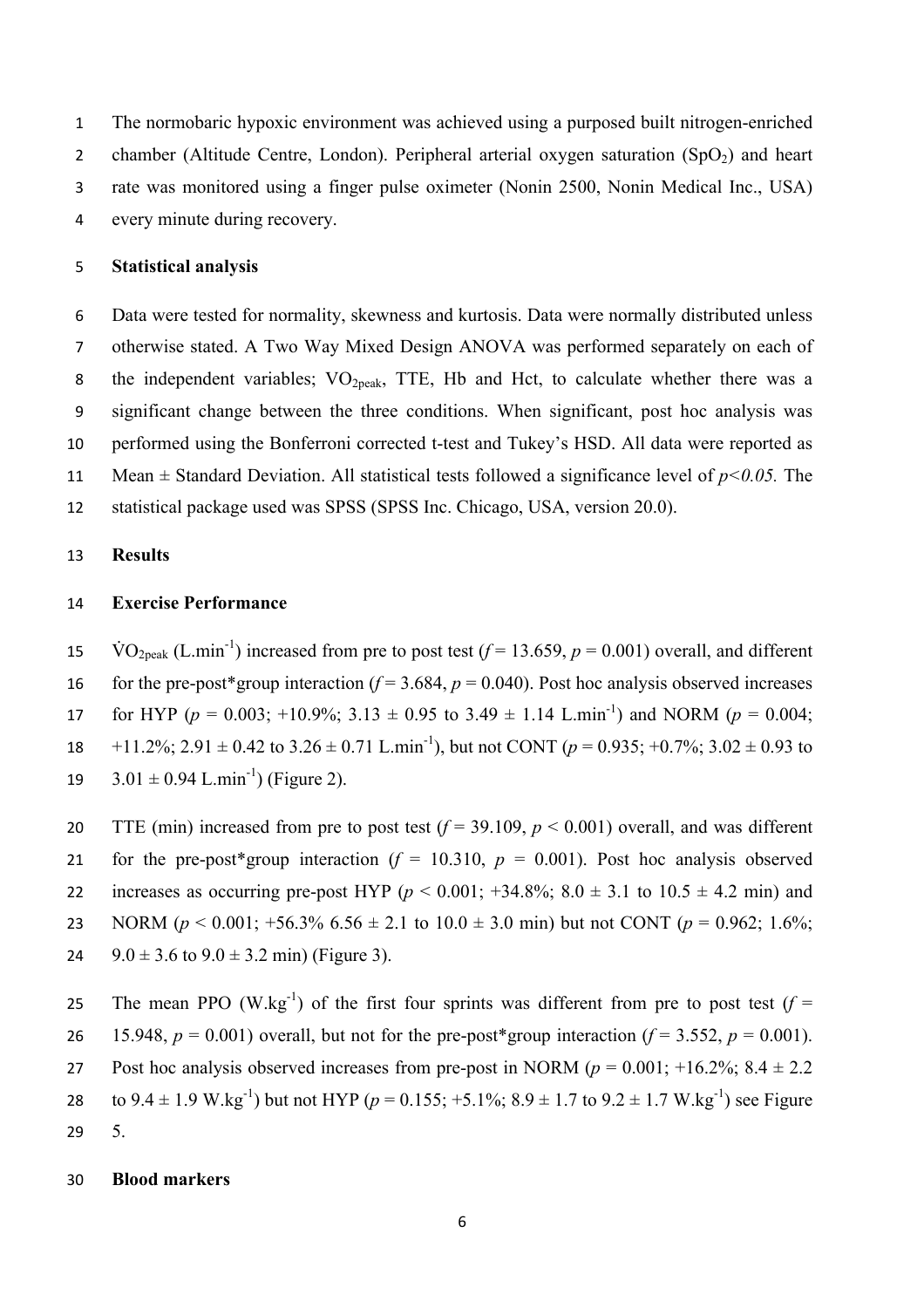The normobaric hypoxic environment was achieved using a purposed built nitrogen-enriched chamber (Altitude Centre, London). Peripheral arterial oxygen saturation ($SpO_2$) and heart rate was monitored using a finger pulse oximeter (Nonin 2500, Nonin Medical Inc., USA) every minute during recovery.

### Statistical analysis

Data were tested for normality, skewness and kurtosis. Data were normally distributed unless otherwise stated. A Two Way Mixed Design ANOVA was performed separately on each of the independent variables; $VO_{2peak}$, TTE, Hb and Hct, to calculate whether there was a significant change between the three conditions. When significant, post hoc analysis was performed using the Bonferroni corrected t-test and Tukey's HSD. All data were reported as Mean ± Standard Deviation. All statistical tests followed a significance level of $p<0.05$. The statistical package used was SPSS (SPSS Inc. Chicago, USA, version 20.0).

## Results

### Exercise Performance

$\dot{V}O_{2peak}$ (L.min$^{-1}$) increased from pre to post test ($f = 13.659$, $p = 0.001$) overall, and different for the pre-post*group interaction ($f = 3.684$, $p = 0.040$). Post hoc analysis observed increases for HYP ($p = 0.003$; +10.9%; 3.13 ± 0.95 to 3.49 ± 1.14 L.min$^{-1}$) and NORM ($p = 0.004$; +11.2%; 2.91 ± 0.42 to 3.26 ± 0.71 L.min$^{-1}$), but not CONT ($p = 0.935$; +0.7%; 3.02 ± 0.93 to 3.01 ± 0.94 L.min$^{-1}$) (Figure 2).

TTE (min) increased from pre to post test ($f = 39.109$, $p < 0.001$) overall, and was different for the pre-post*group interaction ($f = 10.310$, $p = 0.001$). Post hoc analysis observed increases as occurring pre-post HYP ($p < 0.001$; +34.8%; 8.0 ± 3.1 to 10.5 ± 4.2 min) and NORM ($p < 0.001$; +56.3% 6.56 ± 2.1 to 10.0 ± 3.0 min) but not CONT ($p = 0.962$; 1.6%; 9.0 ± 3.6 to 9.0 ± 3.2 min) (Figure 3).

The mean PPO (W.kg$^{-1}$) of the first four sprints was different from pre to post test ($f = 15.948$, $p = 0.001$) overall, but not for the pre-post*group interaction ($f = 3.552$, $p = 0.001$). Post hoc analysis observed increases from pre-post in NORM ($p = 0.001$; +16.2%; 8.4 ± 2.2 to 9.4 ± 1.9 W.kg$^{-1}$) but not HYP ($p = 0.155$; +5.1%; 8.9 ± 1.7 to 9.2 ± 1.7 W.kg$^{-1}$) see Figure 5.

### Blood markers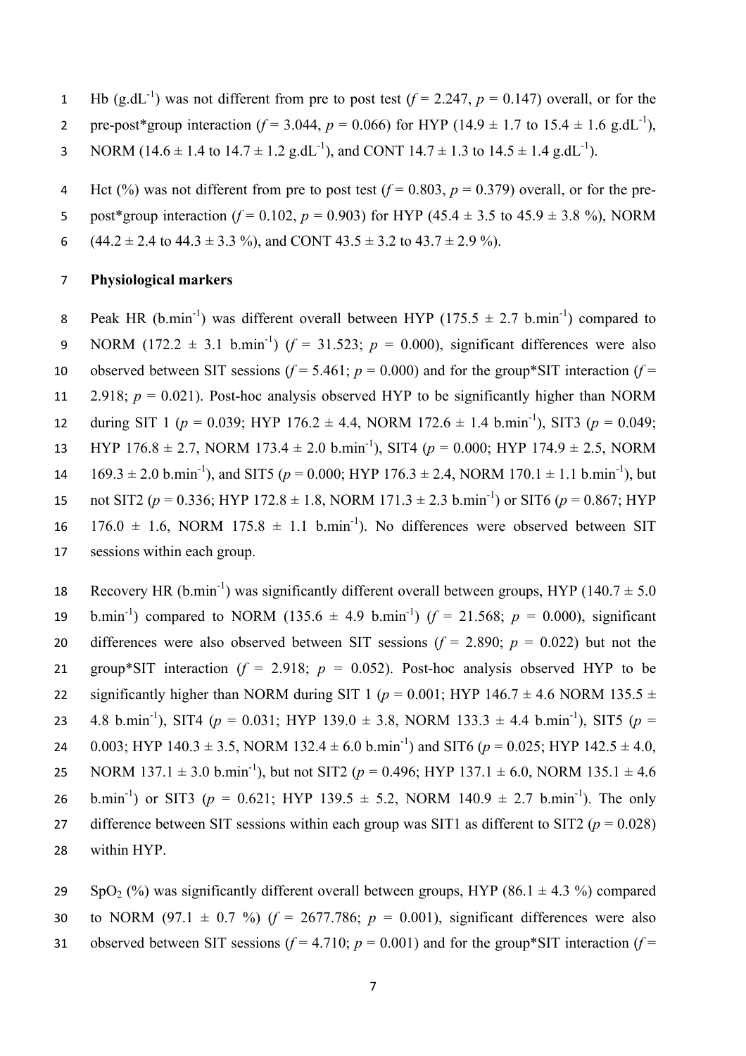Hb ($g.dL^{-1}$) was not different from pre to post test (*f* = 2.247, *p* = 0.147) overall, or for the pre-post*group interaction (*f* = 3.044, *p* = 0.066) for HYP (14.9 ± 1.7 to 15.4 ± 1.6 $g.dL^{-1}$), NORM (14.6 ± 1.4 to 14.7 ± 1.2 $g.dL^{-1}$), and CONT 14.7 ± 1.3 to 14.5 ± 1.4 $g.dL^{-1}$).

Hct (%) was not different from pre to post test (*f* = 0.803, *p* = 0.379) overall, or for the pre-post*group interaction (*f* = 0.102, *p* = 0.903) for HYP (45.4 ± 3.5 to 45.9 ± 3.8 %), NORM (44.2 ± 2.4 to 44.3 ± 3.3 %), and CONT 43.5 ± 3.2 to 43.7 ± 2.9 %).

**Physiological markers**

Peak HR ($b.min^{-1}$) was different overall between HYP (175.5 ± 2.7 $b.min^{-1}$) compared to NORM (172.2 ± 3.1 $b.min^{-1}$) (*f* = 31.523; *p* = 0.000), significant differences were also observed between SIT sessions (*f* = 5.461; *p* = 0.000) and for the group*SIT interaction (*f* = 2.918; *p* = 0.021). Post-hoc analysis observed HYP to be significantly higher than NORM during SIT 1 (*p* = 0.039; HYP 176.2 ± 4.4, NORM 172.6 ± 1.4 $b.min^{-1}$), SIT3 (*p* = 0.049; HYP 176.8 ± 2.7, NORM 173.4 ± 2.0 $b.min^{-1}$), SIT4 (*p* = 0.000; HYP 174.9 ± 2.5, NORM 169.3 ± 2.0 $b.min^{-1}$), and SIT5 (*p* = 0.000; HYP 176.3 ± 2.4, NORM 170.1 ± 1.1 $b.min^{-1}$), but not SIT2 (*p* = 0.336; HYP 172.8 ± 1.8, NORM 171.3 ± 2.3 $b.min^{-1}$) or SIT6 (*p* = 0.867; HYP 176.0 ± 1.6, NORM 175.8 ± 1.1 $b.min^{-1}$). No differences were observed between SIT sessions within each group.

Recovery HR ($b.min^{-1}$) was significantly different overall between groups, HYP (140.7 ± 5.0 $b.min^{-1}$) compared to NORM (135.6 ± 4.9 $b.min^{-1}$) (*f* = 21.568; *p* = 0.000), significant differences were also observed between SIT sessions (*f* = 2.890; *p* = 0.022) but not the group*SIT interaction (*f* = 2.918; *p* = 0.052). Post-hoc analysis observed HYP to be significantly higher than NORM during SIT 1 (*p* = 0.001; HYP 146.7 ± 4.6 NORM 135.5 ± 4.8 $b.min^{-1}$), SIT4 (*p* = 0.031; HYP 139.0 ± 3.8, NORM 133.3 ± 4.4 $b.min^{-1}$), SIT5 (*p* = 0.003; HYP 140.3 ± 3.5, NORM 132.4 ± 6.0 $b.min^{-1}$) and SIT6 (*p* = 0.025; HYP 142.5 ± 4.0, NORM 137.1 ± 3.0 $b.min^{-1}$), but not SIT2 (*p* = 0.496; HYP 137.1 ± 6.0, NORM 135.1 ± 4.6 $b.min^{-1}$) or SIT3 (*p* = 0.621; HYP 139.5 ± 5.2, NORM 140.9 ± 2.7 $b.min^{-1}$). The only difference between SIT sessions within each group was SIT1 as different to SIT2 (*p* = 0.028) within HYP.

$SpO_2$ (%) was significantly different overall between groups, HYP (86.1 ± 4.3 %) compared to NORM (97.1 ± 0.7 %) (*f* = 2677.786; *p* = 0.001), significant differences were also observed between SIT sessions (*f* = 4.710; *p* = 0.001) and for the group*SIT interaction (*f* =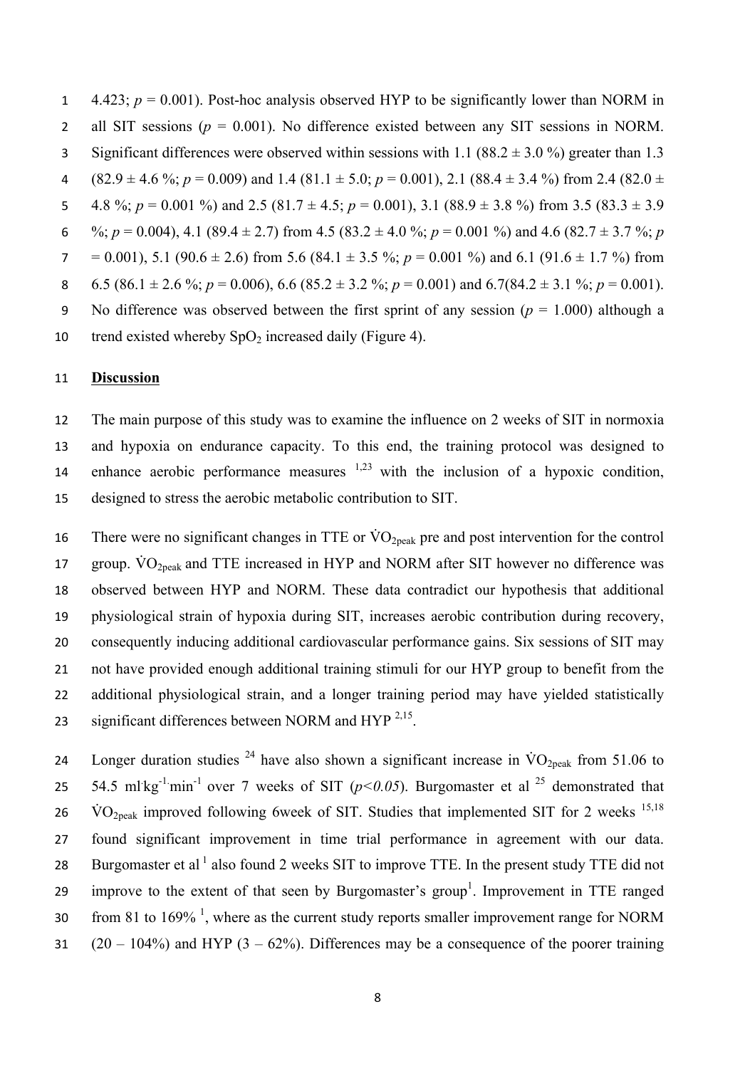4.423; $p = 0.001$). Post-hoc analysis observed HYP to be significantly lower than NORM in all SIT sessions ($p = 0.001$). No difference existed between any SIT sessions in NORM. Significant differences were observed within sessions with 1.1 (88.2 ± 3.0 %) greater than 1.3 (82.9 ± 4.6 %; $p = 0.009$) and 1.4 (81.1 ± 5.0; $p = 0.001$), 2.1 (88.4 ± 3.4 %) from 2.4 (82.0 ± 4.8 %; $p = 0.001$ %) and 2.5 (81.7 ± 4.5; $p = 0.001$), 3.1 (88.9 ± 3.8 %) from 3.5 (83.3 ± 3.9 %; $p = 0.004$), 4.1 (89.4 ± 2.7) from 4.5 (83.2 ± 4.0 %; $p = 0.001$ %) and 4.6 (82.7 ± 3.7 %; $p = 0.001$), 5.1 (90.6 ± 2.6) from 5.6 (84.1 ± 3.5 %; $p = 0.001$ %) and 6.1 (91.6 ± 1.7 %) from 6.5 (86.1 ± 2.6 %; $p = 0.006$), 6.6 (85.2 ± 3.2 %; $p = 0.001$) and 6.7(84.2 ± 3.1 %; $p = 0.001$). No difference was observed between the first sprint of any session ($p = 1.000$) although a trend existed whereby $SpO_2$ increased daily (Figure 4).

## Discussion

The main purpose of this study was to examine the influence on 2 weeks of SIT in normoxia and hypoxia on endurance capacity. To this end, the training protocol was designed to enhance aerobic performance measures [1,23] with the inclusion of a hypoxic condition, designed to stress the aerobic metabolic contribution to SIT.

There were no significant changes in TTE or $\dot{V}O_{2peak}$ pre and post intervention for the control group. $\dot{V}O_{2peak}$ and TTE increased in HYP and NORM after SIT however no difference was observed between HYP and NORM. These data contradict our hypothesis that additional physiological strain of hypoxia during SIT, increases aerobic contribution during recovery, consequently inducing additional cardiovascular performance gains. Six sessions of SIT may not have provided enough additional training stimuli for our HYP group to benefit from the additional physiological strain, and a longer training period may have yielded statistically significant differences between NORM and HYP [2,15].

Longer duration studies [24] have also shown a significant increase in $\dot{V}O_{2peak}$ from 51.06 to 54.5 $ml \cdot kg^{-1} \cdot min^{-1}$ over 7 weeks of SIT (*p<0.05*). Burgomaster et al [25] demonstrated that $\dot{V}O_{2peak}$ improved following 6week of SIT. Studies that implemented SIT for 2 weeks [15,18] found significant improvement in time trial performance in agreement with our data. Burgomaster et al [1] also found 2 weeks SIT to improve TTE. In the present study TTE did not improve to the extent of that seen by Burgomaster's group[1]. Improvement in TTE ranged from 81 to 169% [1], where as the current study reports smaller improvement range for NORM (20 – 104%) and HYP (3 – 62%). Differences may be a consequence of the poorer training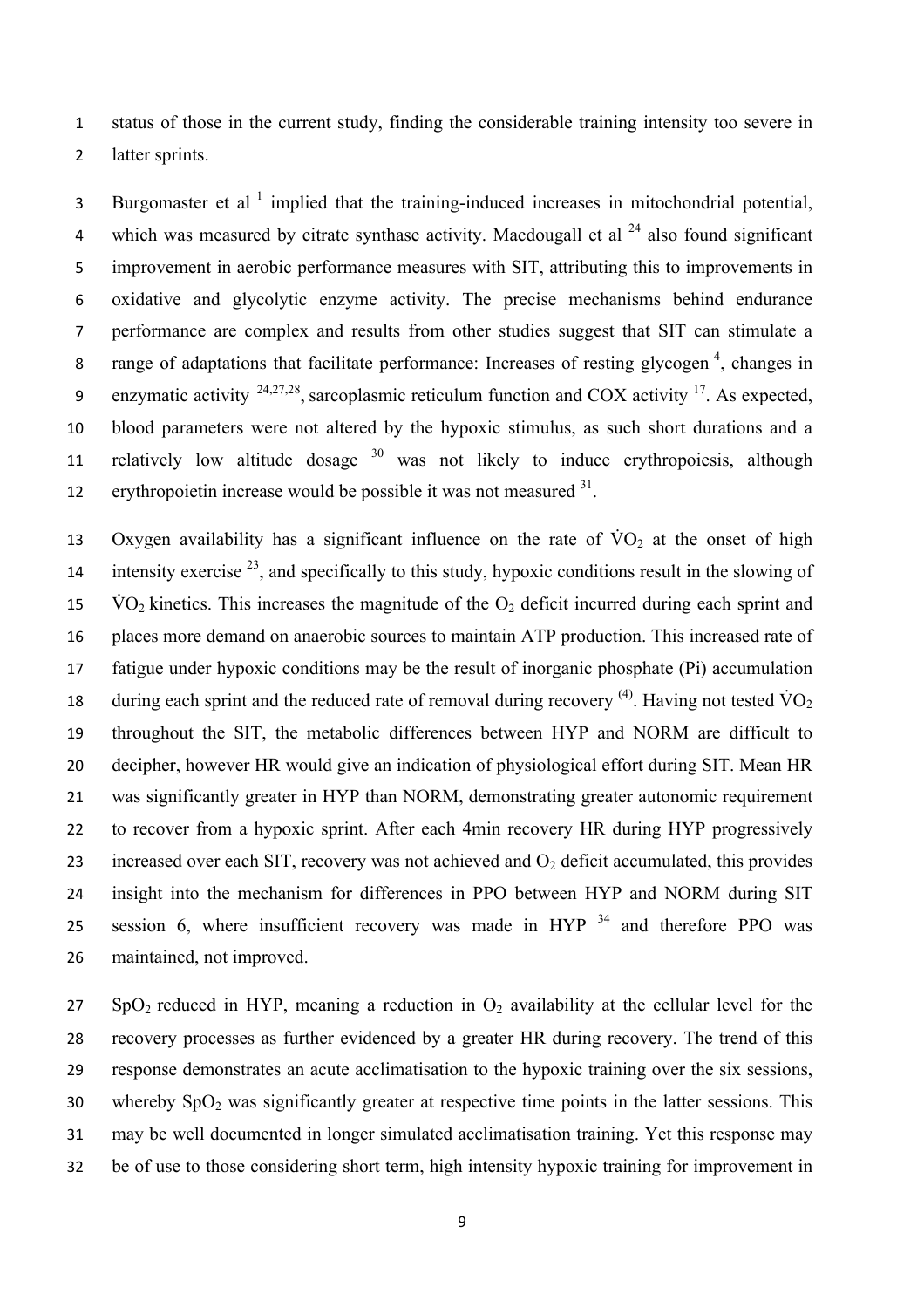status of those in the current study, finding the considerable training intensity too severe in latter sprints.

Burgomaster et al [1] implied that the training-induced increases in mitochondrial potential, which was measured by citrate synthase activity. Macdougall et al [24] also found significant improvement in aerobic performance measures with SIT, attributing this to improvements in oxidative and glycolytic enzyme activity. The precise mechanisms behind endurance performance are complex and results from other studies suggest that SIT can stimulate a range of adaptations that facilitate performance: Increases of resting glycogen [4], changes in enzymatic activity [24,27,28], sarcoplasmic reticulum function and COX activity [17]. As expected, blood parameters were not altered by the hypoxic stimulus, as such short durations and a relatively low altitude dosage [30] was not likely to induce erythropoiesis, although erythropoietin increase would be possible it was not measured [31].

Oxygen availability has a significant influence on the rate of $\dot{V}O_2$ at the onset of high intensity exercise [23], and specifically to this study, hypoxic conditions result in the slowing of $\dot{V}O_2$ kinetics. This increases the magnitude of the $O_2$ deficit incurred during each sprint and places more demand on anaerobic sources to maintain ATP production. This increased rate of fatigue under hypoxic conditions may be the result of inorganic phosphate (Pi) accumulation during each sprint and the reduced rate of removal during recovery [(4)]. Having not tested $\dot{V}O_2$ throughout the SIT, the metabolic differences between HYP and NORM are difficult to decipher, however HR would give an indication of physiological effort during SIT. Mean HR was significantly greater in HYP than NORM, demonstrating greater autonomic requirement to recover from a hypoxic sprint. After each 4min recovery HR during HYP progressively increased over each SIT, recovery was not achieved and $O_2$ deficit accumulated, this provides insight into the mechanism for differences in PPO between HYP and NORM during SIT session 6, where insufficient recovery was made in HYP [34] and therefore PPO was maintained, not improved.

$SpO_2$ reduced in HYP, meaning a reduction in $O_2$ availability at the cellular level for the recovery processes as further evidenced by a greater HR during recovery. The trend of this response demonstrates an acute acclimatisation to the hypoxic training over the six sessions, whereby $SpO_2$ was significantly greater at respective time points in the latter sessions. This may be well documented in longer simulated acclimatisation training. Yet this response may be of use to those considering short term, high intensity hypoxic training for improvement in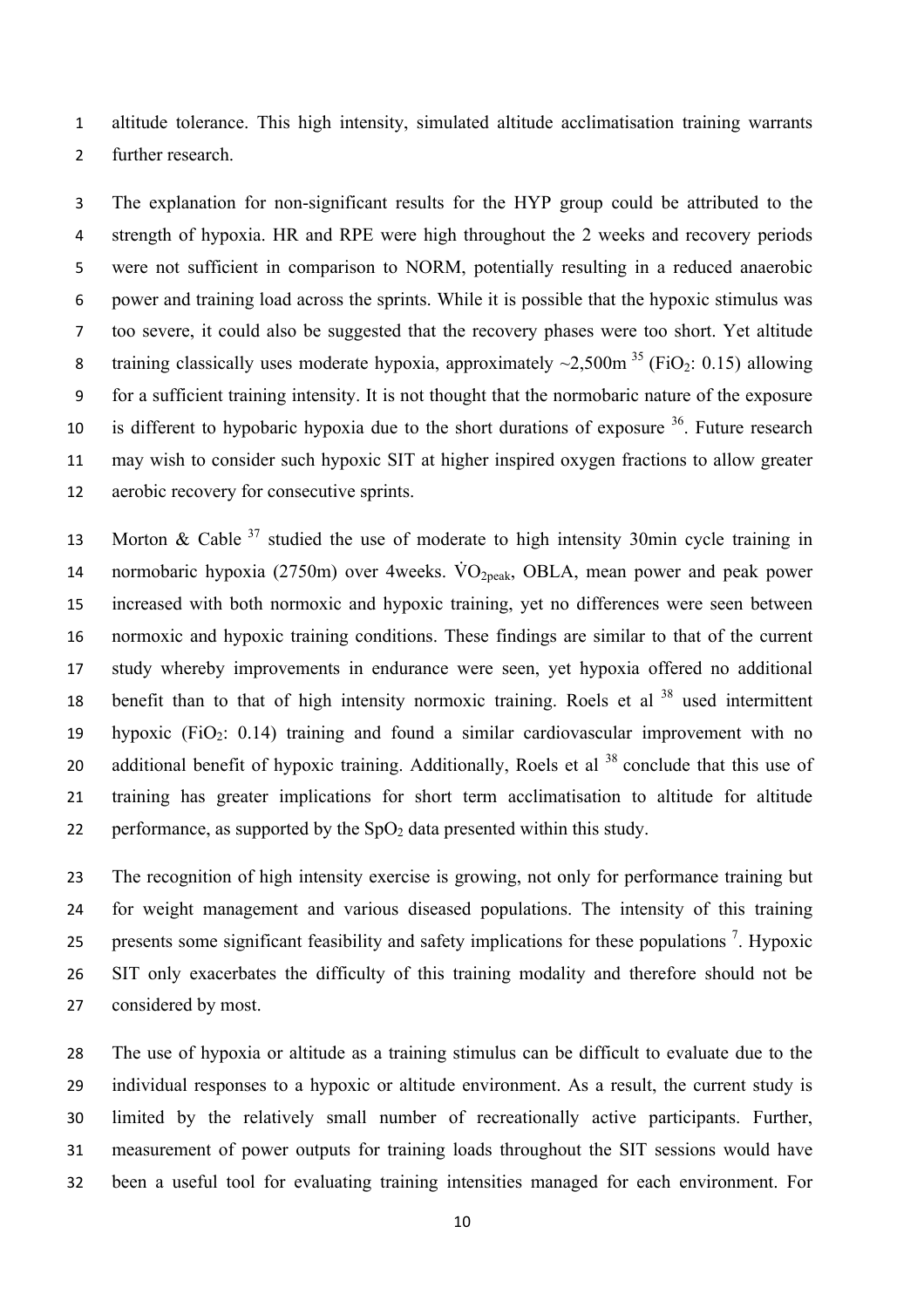altitude tolerance. This high intensity, simulated altitude acclimatisation training warrants further research.

The explanation for non-significant results for the HYP group could be attributed to the strength of hypoxia. HR and RPE were high throughout the 2 weeks and recovery periods were not sufficient in comparison to NORM, potentially resulting in a reduced anaerobic power and training load across the sprints. While it is possible that the hypoxic stimulus was too severe, it could also be suggested that the recovery phases were too short. Yet altitude training classically uses moderate hypoxia, approximately ~2,500m [35] ($FiO_2$: 0.15) allowing for a sufficient training intensity. It is not thought that the normobaric nature of the exposure is different to hypobaric hypoxia due to the short durations of exposure [36]. Future research may wish to consider such hypoxic SIT at higher inspired oxygen fractions to allow greater aerobic recovery for consecutive sprints.

Morton & Cable [37] studied the use of moderate to high intensity 30min cycle training in normobaric hypoxia (2750m) over 4weeks. $\dot{V}O_{2peak}$, OBLA, mean power and peak power increased with both normoxic and hypoxic training, yet no differences were seen between normoxic and hypoxic training conditions. These findings are similar to that of the current study whereby improvements in endurance were seen, yet hypoxia offered no additional benefit than to that of high intensity normoxic training. Roels et al [38] used intermittent hypoxic ($FiO_2$: 0.14) training and found a similar cardiovascular improvement with no additional benefit of hypoxic training. Additionally, Roels et al [38] conclude that this use of training has greater implications for short term acclimatisation to altitude for altitude performance, as supported by the $SpO_2$ data presented within this study.

The recognition of high intensity exercise is growing, not only for performance training but for weight management and various diseased populations. The intensity of this training presents some significant feasibility and safety implications for these populations [7]. Hypoxic SIT only exacerbates the difficulty of this training modality and therefore should not be considered by most.

The use of hypoxia or altitude as a training stimulus can be difficult to evaluate due to the individual responses to a hypoxic or altitude environment. As a result, the current study is limited by the relatively small number of recreationally active participants. Further, measurement of power outputs for training loads throughout the SIT sessions would have been a useful tool for evaluating training intensities managed for each environment. For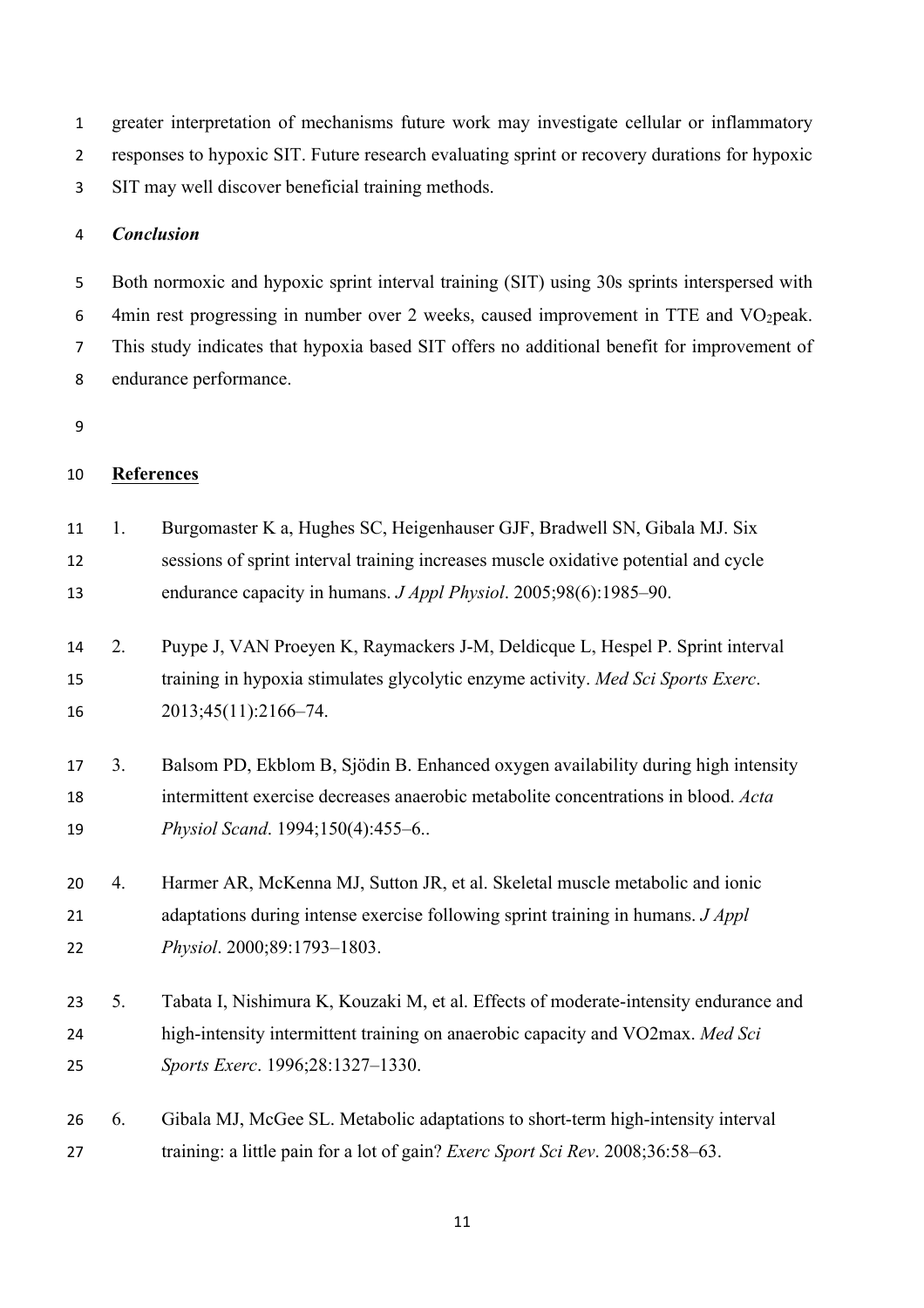greater interpretation of mechanisms future work may investigate cellular or inflammatory responses to hypoxic SIT. Future research evaluating sprint or recovery durations for hypoxic SIT may well discover beneficial training methods.

### *Conclusion*

Both normoxic and hypoxic sprint interval training (SIT) using 30s sprints interspersed with 4min rest progressing in number over 2 weeks, caused improvement in TTE and $VO_2$peak. This study indicates that hypoxia based SIT offers no additional benefit for improvement of endurance performance.

## References

1. Burgomaster K a, Hughes SC, Heigenhauser GJF, Bradwell SN, Gibala MJ. Six sessions of sprint interval training increases muscle oxidative potential and cycle endurance capacity in humans. *J Appl Physiol*. 2005;98(6):1985–90.

2. Puype J, VAN Proeyen K, Raymackers J-M, Deldicque L, Hespel P. Sprint interval training in hypoxia stimulates glycolytic enzyme activity. *Med Sci Sports Exerc*. 2013;45(11):2166–74.

3. Balsom PD, Ekblom B, Sjödin B. Enhanced oxygen availability during high intensity intermittent exercise decreases anaerobic metabolite concentrations in blood. *Acta Physiol Scand*. 1994;150(4):455–6..

4. Harmer AR, McKenna MJ, Sutton JR, et al. Skeletal muscle metabolic and ionic adaptations during intense exercise following sprint training in humans. *J Appl Physiol*. 2000;89:1793–1803.

5. Tabata I, Nishimura K, Kouzaki M, et al. Effects of moderate-intensity endurance and high-intensity intermittent training on anaerobic capacity and VO2max. *Med Sci Sports Exerc*. 1996;28:1327–1330.

6. Gibala MJ, McGee SL. Metabolic adaptations to short-term high-intensity interval training: a little pain for a lot of gain? *Exerc Sport Sci Rev*. 2008;36:58–63.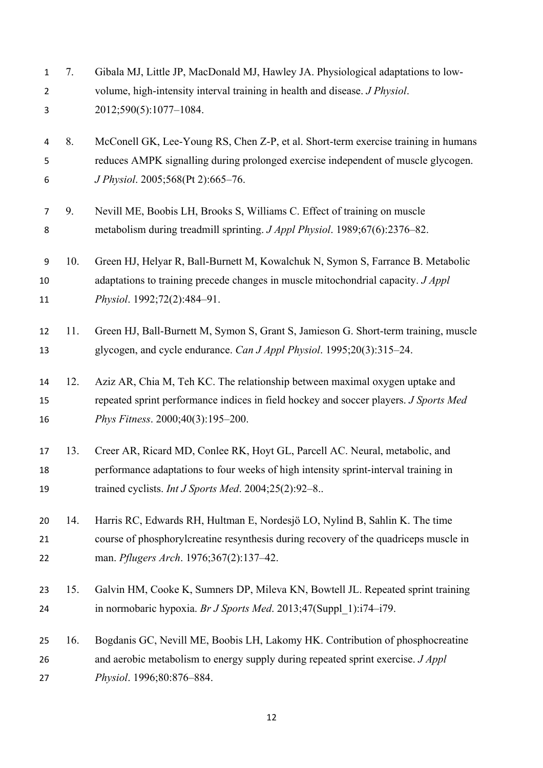7. Gibala MJ, Little JP, MacDonald MJ, Hawley JA. Physiological adaptations to low-volume, high-intensity interval training in health and disease. *J Physiol*. 2012;590(5):1077–1084.

8. McConell GK, Lee-Young RS, Chen Z-P, et al. Short-term exercise training in humans reduces AMPK signalling during prolonged exercise independent of muscle glycogen. *J Physiol*. 2005;568(Pt 2):665–76.

9. Nevill ME, Boobis LH, Brooks S, Williams C. Effect of training on muscle metabolism during treadmill sprinting. *J Appl Physiol*. 1989;67(6):2376–82.

10. Green HJ, Helyar R, Ball-Burnett M, Kowalchuk N, Symon S, Farrance B. Metabolic adaptations to training precede changes in muscle mitochondrial capacity. *J Appl Physiol*. 1992;72(2):484–91.

11. Green HJ, Ball-Burnett M, Symon S, Grant S, Jamieson G. Short-term training, muscle glycogen, and cycle endurance. *Can J Appl Physiol*. 1995;20(3):315–24.

12. Aziz AR, Chia M, Teh KC. The relationship between maximal oxygen uptake and repeated sprint performance indices in field hockey and soccer players. *J Sports Med Phys Fitness*. 2000;40(3):195–200.

13. Creer AR, Ricard MD, Conlee RK, Hoyt GL, Parcell AC. Neural, metabolic, and performance adaptations to four weeks of high intensity sprint-interval training in trained cyclists. *Int J Sports Med*. 2004;25(2):92–8..

14. Harris RC, Edwards RH, Hultman E, Nordesjö LO, Nylind B, Sahlin K. The time course of phosphorylcreatine resynthesis during recovery of the quadriceps muscle in man. *Pflugers Arch*. 1976;367(2):137–42.

15. Galvin HM, Cooke K, Sumners DP, Mileva KN, Bowtell JL. Repeated sprint training in normobaric hypoxia. *Br J Sports Med*. 2013;47(Suppl_1):i74–i79.

16. Bogdanis GC, Nevill ME, Boobis LH, Lakomy HK. Contribution of phosphocreatine and aerobic metabolism to energy supply during repeated sprint exercise. *J Appl Physiol*. 1996;80:876–884.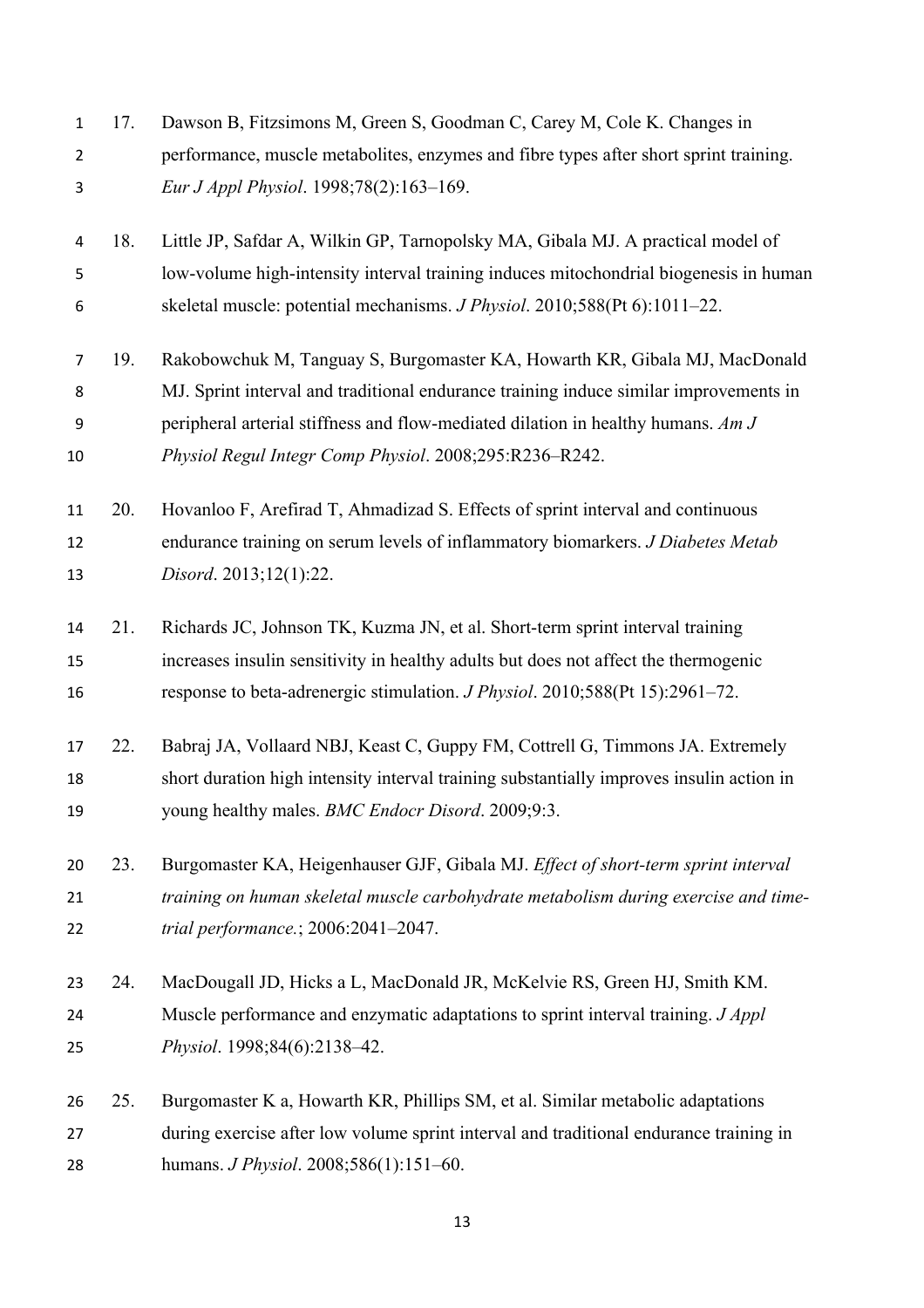17. Dawson B, Fitzsimons M, Green S, Goodman C, Carey M, Cole K. Changes in performance, muscle metabolites, enzymes and fibre types after short sprint training. *Eur J Appl Physiol*. 1998;78(2):163–169.

18. Little JP, Safdar A, Wilkin GP, Tarnopolsky MA, Gibala MJ. A practical model of low-volume high-intensity interval training induces mitochondrial biogenesis in human skeletal muscle: potential mechanisms. *J Physiol*. 2010;588(Pt 6):1011–22.

19. Rakobowchuk M, Tanguay S, Burgomaster KA, Howarth KR, Gibala MJ, MacDonald MJ. Sprint interval and traditional endurance training induce similar improvements in peripheral arterial stiffness and flow-mediated dilation in healthy humans. *Am J Physiol Regul Integr Comp Physiol*. 2008;295:R236–R242.

20. Hovanloo F, Arefirad T, Ahmadizad S. Effects of sprint interval and continuous endurance training on serum levels of inflammatory biomarkers. *J Diabetes Metab Disord*. 2013;12(1):22.

21. Richards JC, Johnson TK, Kuzma JN, et al. Short-term sprint interval training increases insulin sensitivity in healthy adults but does not affect the thermogenic response to beta-adrenergic stimulation. *J Physiol*. 2010;588(Pt 15):2961–72.

22. Babraj JA, Vollaard NBJ, Keast C, Guppy FM, Cottrell G, Timmons JA. Extremely short duration high intensity interval training substantially improves insulin action in young healthy males. *BMC Endocr Disord*. 2009;9:3.

23. Burgomaster KA, Heigenhauser GJF, Gibala MJ. *Effect of short-term sprint interval training on human skeletal muscle carbohydrate metabolism during exercise and time-trial performance.*; 2006:2041–2047.

24. MacDougall JD, Hicks a L, MacDonald JR, McKelvie RS, Green HJ, Smith KM. Muscle performance and enzymatic adaptations to sprint interval training. *J Appl Physiol*. 1998;84(6):2138–42.

25. Burgomaster K a, Howarth KR, Phillips SM, et al. Similar metabolic adaptations during exercise after low volume sprint interval and traditional endurance training in humans. *J Physiol*. 2008;586(1):151–60.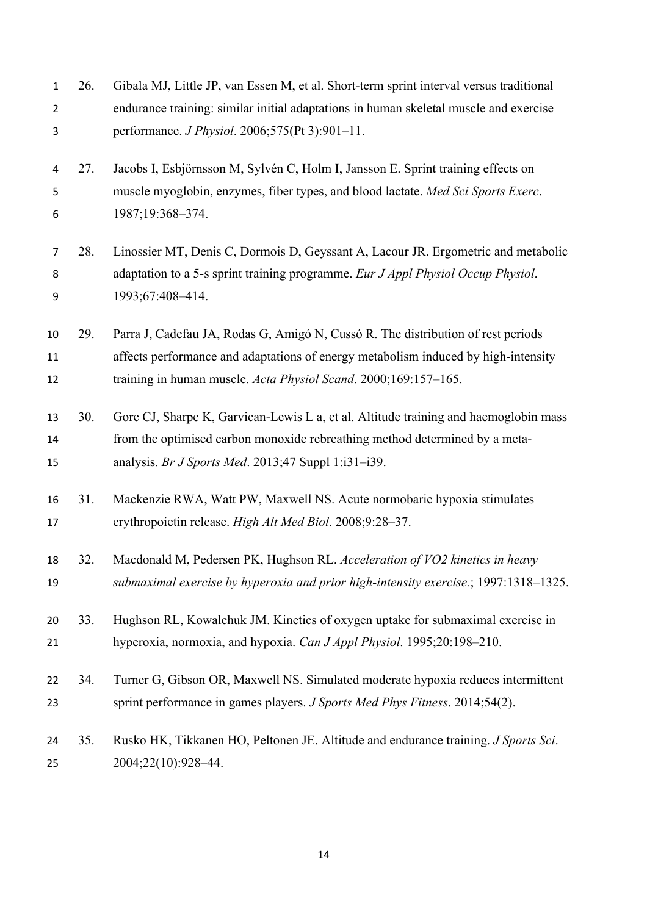26. Gibala MJ, Little JP, van Essen M, et al. Short-term sprint interval versus traditional endurance training: similar initial adaptations in human skeletal muscle and exercise performance. *J Physiol*. 2006;575(Pt 3):901–11.

27. Jacobs I, Esbjörnsson M, Sylvén C, Holm I, Jansson E. Sprint training effects on muscle myoglobin, enzymes, fiber types, and blood lactate. *Med Sci Sports Exerc*. 1987;19:368–374.

28. Linossier MT, Denis C, Dormois D, Geyssant A, Lacour JR. Ergometric and metabolic adaptation to a 5-s sprint training programme. *Eur J Appl Physiol Occup Physiol*. 1993;67:408–414.

29. Parra J, Cadefau JA, Rodas G, Amigó N, Cussó R. The distribution of rest periods affects performance and adaptations of energy metabolism induced by high-intensity training in human muscle. *Acta Physiol Scand*. 2000;169:157–165.

30. Gore CJ, Sharpe K, Garvican-Lewis L a, et al. Altitude training and haemoglobin mass from the optimised carbon monoxide rebreathing method determined by a meta-analysis. *Br J Sports Med*. 2013;47 Suppl 1:i31–i39.

31. Mackenzie RWA, Watt PW, Maxwell NS. Acute normobaric hypoxia stimulates erythropoietin release. *High Alt Med Biol*. 2008;9:28–37.

32. Macdonald M, Pedersen PK, Hughson RL. *Acceleration of VO2 kinetics in heavy submaximal exercise by hyperoxia and prior high-intensity exercise.*; 1997:1318–1325.

33. Hughson RL, Kowalchuk JM. Kinetics of oxygen uptake for submaximal exercise in hyperoxia, normoxia, and hypoxia. *Can J Appl Physiol*. 1995;20:198–210.

34. Turner G, Gibson OR, Maxwell NS. Simulated moderate hypoxia reduces intermittent sprint performance in games players. *J Sports Med Phys Fitness*. 2014;54(2).

35. Rusko HK, Tikkanen HO, Peltonen JE. Altitude and endurance training. *J Sports Sci*. 2004;22(10):928–44.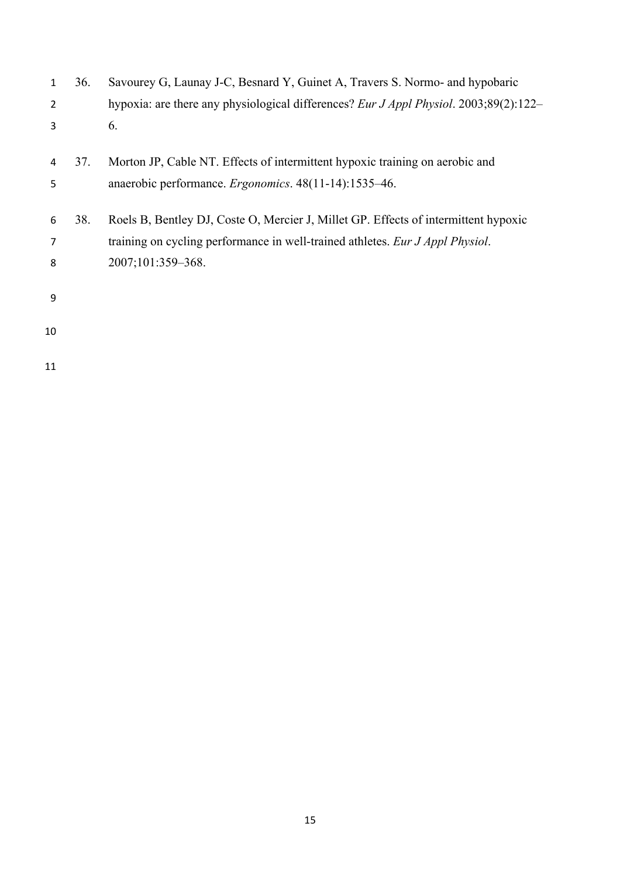36. Savourey G, Launay J-C, Besnard Y, Guinet A, Travers S. Normo- and hypobaric hypoxia: are there any physiological differences? *Eur J Appl Physiol*. 2003;89(2):122–6.

37. Morton JP, Cable NT. Effects of intermittent hypoxic training on aerobic and anaerobic performance. *Ergonomics*. 48(11-14):1535–46.

38. Roels B, Bentley DJ, Coste O, Mercier J, Millet GP. Effects of intermittent hypoxic training on cycling performance in well-trained athletes. *Eur J Appl Physiol*. 2007;101:359–368.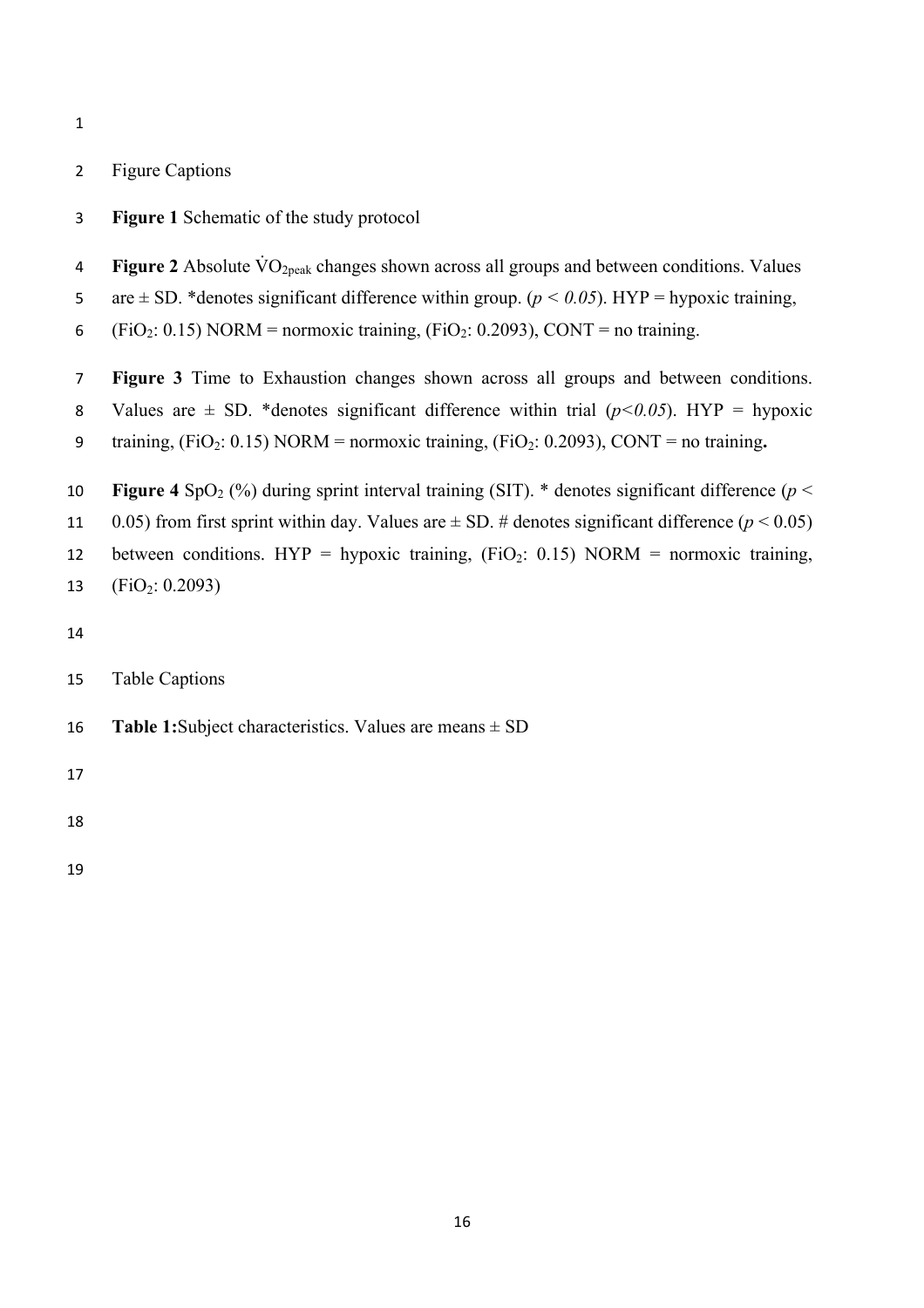Figure Captions

**Figure 1** Schematic of the study protocol

**Figure 2** Absolute $\dot{V}O_{2peak}$ changes shown across all groups and between conditions. Values are ± SD. *denotes significant difference within group. ($p < 0.05$). HYP = hypoxic training, ($FiO_2$: 0.15) NORM = normoxic training, ($FiO_2$: 0.2093), CONT = no training.

**Figure 3** Time to Exhaustion changes shown across all groups and between conditions. Values are ± SD. *denotes significant difference within trial ($p<0.05$). HYP = hypoxic training, ($FiO_2$: 0.15) NORM = normoxic training, ($FiO_2$: 0.2093), CONT = no training**.**

**Figure 4** $SpO_2$ (%) during sprint interval training (SIT). * denotes significant difference ($p < 0.05$) from first sprint within day. Values are ± SD. # denotes significant difference ($p < 0.05$) between conditions. HYP = hypoxic training, ($FiO_2$: 0.15) NORM = normoxic training, ($FiO_2$: 0.2093)

Table Captions

**Table 1:** Subject characteristics. Values are means ± SD